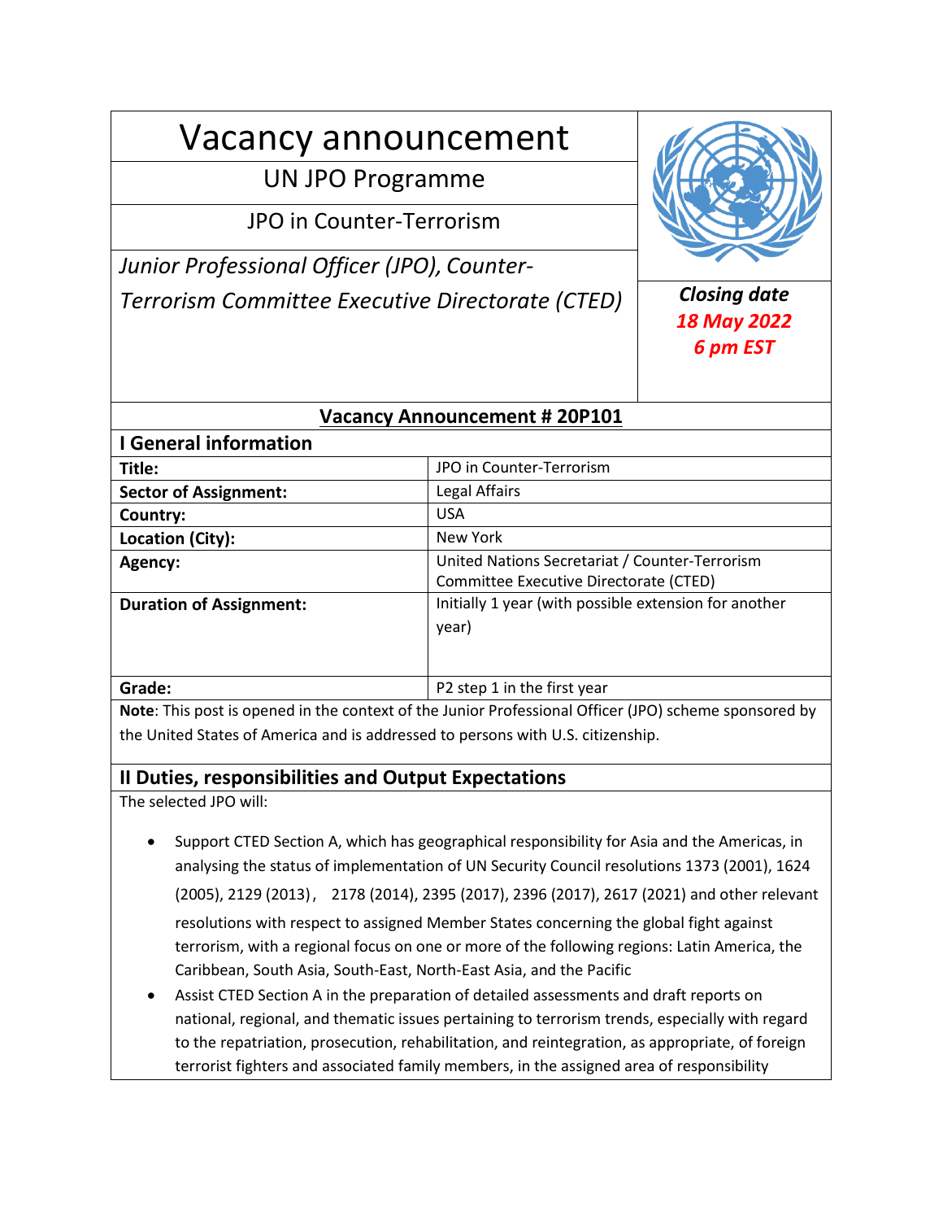# Vacancy announcement

## UN JPO Programme

## JPO in Counter-Terrorism

*Junior Professional Officer (JPO), Counter-Terrorism Committee Executive Directorate (CTED)*

***Closing date***
***18 May 2022***
***6 pm EST***

## Vacancy Announcement # 20P101

### I General information

| | |
|---|---|
| **Title:** | JPO in Counter-Terrorism |
| **Sector of Assignment:** | Legal Affairs |
| **Country:** | USA |
| **Location (City):** | New York |
| **Agency:** | United Nations Secretariat / Counter-Terrorism Committee Executive Directorate (CTED) |
| **Duration of Assignment:** | Initially 1 year (with possible extension for another year) |
| **Grade:** | P2 step 1 in the first year |

**Note**: This post is opened in the context of the Junior Professional Officer (JPO) scheme sponsored by the United States of America and is addressed to persons with U.S. citizenship.

### II Duties, responsibilities and Output Expectations

The selected JPO will:

- Support CTED Section A, which has geographical responsibility for Asia and the Americas, in analysing the status of implementation of UN Security Council resolutions 1373 (2001), 1624 (2005), 2129 (2013), 2178 (2014), 2395 (2017), 2396 (2017), 2617 (2021) and other relevant resolutions with respect to assigned Member States concerning the global fight against terrorism, with a regional focus on one or more of the following regions: Latin America, the Caribbean, South Asia, South-East, North-East Asia, and the Pacific
- Assist CTED Section A in the preparation of detailed assessments and draft reports on national, regional, and thematic issues pertaining to terrorism trends, especially with regard to the repatriation, prosecution, rehabilitation, and reintegration, as appropriate, of foreign terrorist fighters and associated family members, in the assigned area of responsibility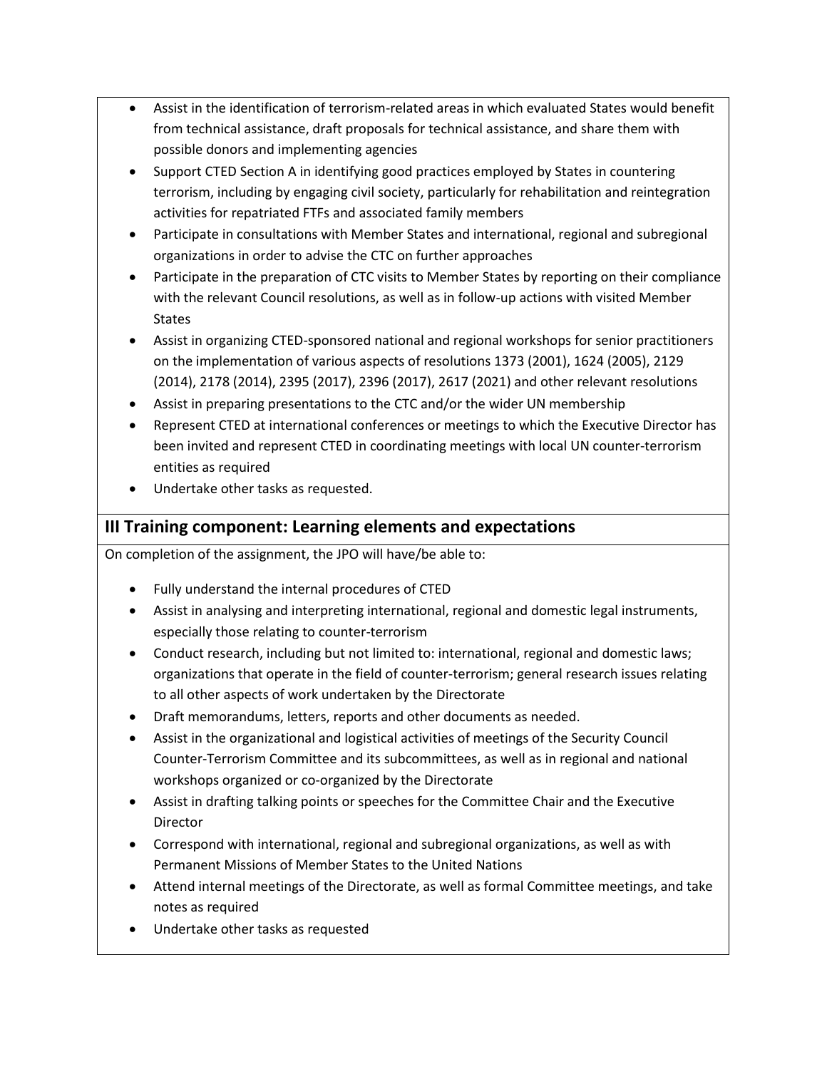- Assist in the identification of terrorism-related areas in which evaluated States would benefit from technical assistance, draft proposals for technical assistance, and share them with possible donors and implementing agencies
- Support CTED Section A in identifying good practices employed by States in countering terrorism, including by engaging civil society, particularly for rehabilitation and reintegration activities for repatriated FTFs and associated family members
- Participate in consultations with Member States and international, regional and subregional organizations in order to advise the CTC on further approaches
- Participate in the preparation of CTC visits to Member States by reporting on their compliance with the relevant Council resolutions, as well as in follow-up actions with visited Member States
- Assist in organizing CTED-sponsored national and regional workshops for senior practitioners on the implementation of various aspects of resolutions 1373 (2001), 1624 (2005), 2129 (2014), 2178 (2014), 2395 (2017), 2396 (2017), 2617 (2021) and other relevant resolutions
- Assist in preparing presentations to the CTC and/or the wider UN membership
- Represent CTED at international conferences or meetings to which the Executive Director has been invited and represent CTED in coordinating meetings with local UN counter-terrorism entities as required
- Undertake other tasks as requested.

## III Training component: Learning elements and expectations

On completion of the assignment, the JPO will have/be able to:

- Fully understand the internal procedures of CTED
- Assist in analysing and interpreting international, regional and domestic legal instruments, especially those relating to counter-terrorism
- Conduct research, including but not limited to: international, regional and domestic laws; organizations that operate in the field of counter-terrorism; general research issues relating to all other aspects of work undertaken by the Directorate
- Draft memorandums, letters, reports and other documents as needed.
- Assist in the organizational and logistical activities of meetings of the Security Council Counter-Terrorism Committee and its subcommittees, as well as in regional and national workshops organized or co-organized by the Directorate
- Assist in drafting talking points or speeches for the Committee Chair and the Executive Director
- Correspond with international, regional and subregional organizations, as well as with Permanent Missions of Member States to the United Nations
- Attend internal meetings of the Directorate, as well as formal Committee meetings, and take notes as required
- Undertake other tasks as requested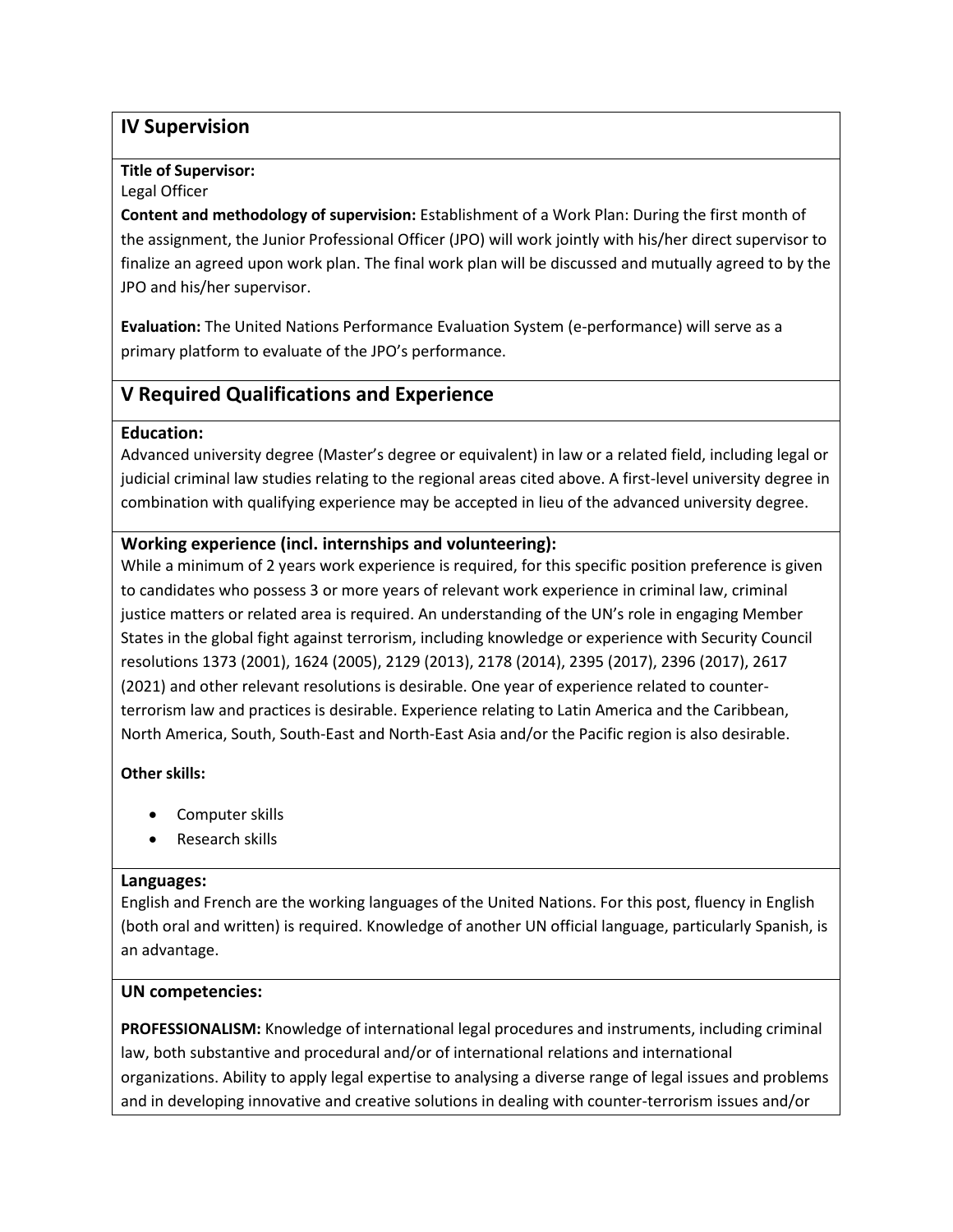## IV Supervision

**Title of Supervisor:**
Legal Officer

**Content and methodology of supervision:** Establishment of a Work Plan: During the first month of the assignment, the Junior Professional Officer (JPO) will work jointly with his/her direct supervisor to finalize an agreed upon work plan. The final work plan will be discussed and mutually agreed to by the JPO and his/her supervisor.

**Evaluation:** The United Nations Performance Evaluation System (e-performance) will serve as a primary platform to evaluate of the JPO's performance.

## V Required Qualifications and Experience

### Education:

Advanced university degree (Master's degree or equivalent) in law or a related field, including legal or judicial criminal law studies relating to the regional areas cited above. A first-level university degree in combination with qualifying experience may be accepted in lieu of the advanced university degree.

### Working experience (incl. internships and volunteering):

While a minimum of 2 years work experience is required, for this specific position preference is given to candidates who possess 3 or more years of relevant work experience in criminal law, criminal justice matters or related area is required. An understanding of the UN's role in engaging Member States in the global fight against terrorism, including knowledge or experience with Security Council resolutions 1373 (2001), 1624 (2005), 2129 (2013), 2178 (2014), 2395 (2017), 2396 (2017), 2617 (2021) and other relevant resolutions is desirable. One year of experience related to counter-terrorism law and practices is desirable. Experience relating to Latin America and the Caribbean, North America, South, South-East and North-East Asia and/or the Pacific region is also desirable.

**Other skills:**

- Computer skills
- Research skills

### Languages:

English and French are the working languages of the United Nations. For this post, fluency in English (both oral and written) is required. Knowledge of another UN official language, particularly Spanish, is an advantage.

### UN competencies:

**PROFESSIONALISM:** Knowledge of international legal procedures and instruments, including criminal law, both substantive and procedural and/or of international relations and international organizations. Ability to apply legal expertise to analysing a diverse range of legal issues and problems and in developing innovative and creative solutions in dealing with counter-terrorism issues and/or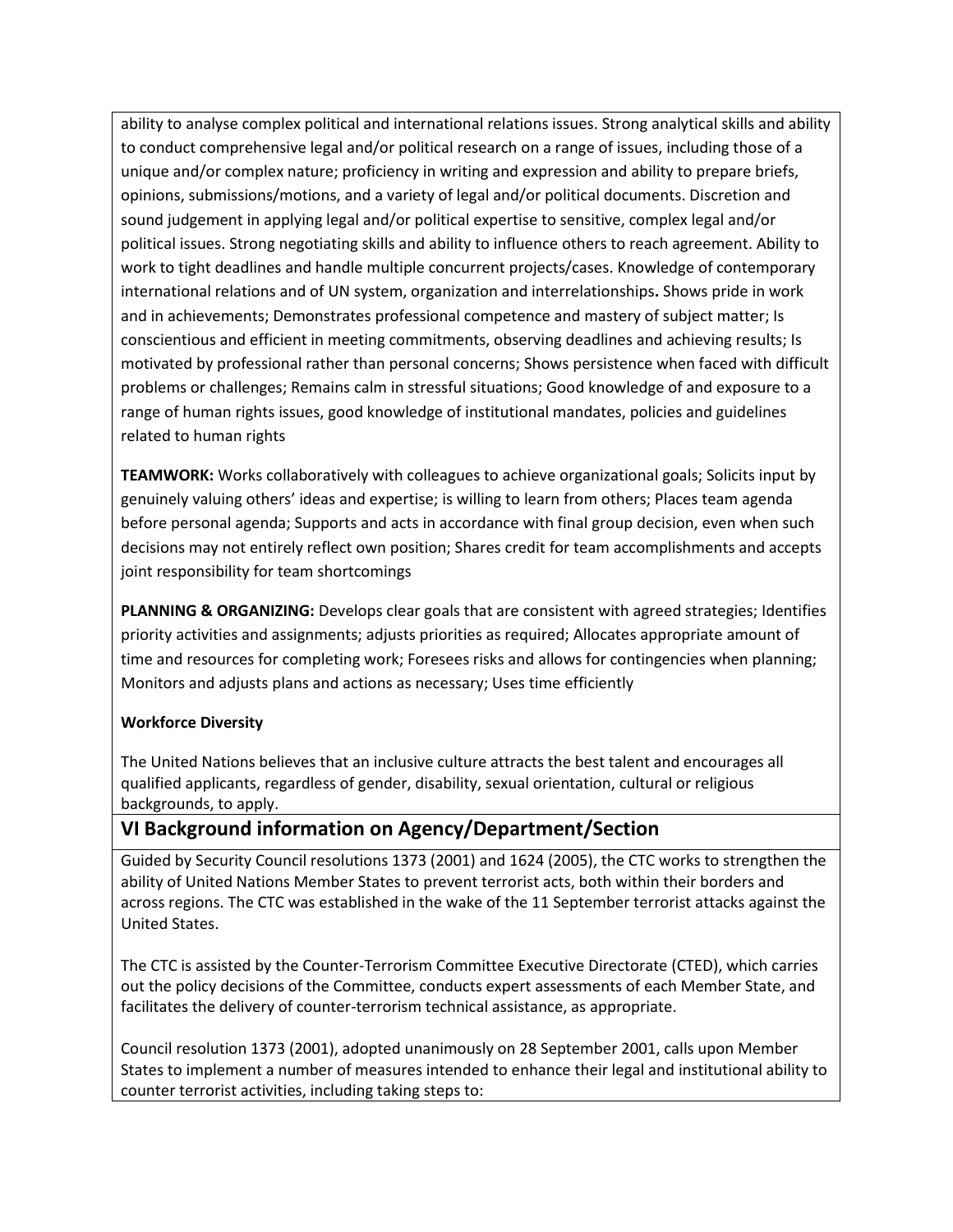ability to analyse complex political and international relations issues. Strong analytical skills and ability to conduct comprehensive legal and/or political research on a range of issues, including those of a unique and/or complex nature; proficiency in writing and expression and ability to prepare briefs, opinions, submissions/motions, and a variety of legal and/or political documents. Discretion and sound judgement in applying legal and/or political expertise to sensitive, complex legal and/or political issues. Strong negotiating skills and ability to influence others to reach agreement. Ability to work to tight deadlines and handle multiple concurrent projects/cases. Knowledge of contemporary international relations and of UN system, organization and interrelationships**.** Shows pride in work and in achievements; Demonstrates professional competence and mastery of subject matter; Is conscientious and efficient in meeting commitments, observing deadlines and achieving results; Is motivated by professional rather than personal concerns; Shows persistence when faced with difficult problems or challenges; Remains calm in stressful situations; Good knowledge of and exposure to a range of human rights issues, good knowledge of institutional mandates, policies and guidelines related to human rights

**TEAMWORK:** Works collaboratively with colleagues to achieve organizational goals; Solicits input by genuinely valuing others' ideas and expertise; is willing to learn from others; Places team agenda before personal agenda; Supports and acts in accordance with final group decision, even when such decisions may not entirely reflect own position; Shares credit for team accomplishments and accepts joint responsibility for team shortcomings

**PLANNING & ORGANIZING:** Develops clear goals that are consistent with agreed strategies; Identifies priority activities and assignments; adjusts priorities as required; Allocates appropriate amount of time and resources for completing work; Foresees risks and allows for contingencies when planning; Monitors and adjusts plans and actions as necessary; Uses time efficiently

**Workforce Diversity**

The United Nations believes that an inclusive culture attracts the best talent and encourages all qualified applicants, regardless of gender, disability, sexual orientation, cultural or religious backgrounds, to apply.

## VI Background information on Agency/Department/Section

Guided by Security Council resolutions 1373 (2001) and 1624 (2005), the CTC works to strengthen the ability of United Nations Member States to prevent terrorist acts, both within their borders and across regions. The CTC was established in the wake of the 11 September terrorist attacks against the United States.

The CTC is assisted by the Counter-Terrorism Committee Executive Directorate (CTED), which carries out the policy decisions of the Committee, conducts expert assessments of each Member State, and facilitates the delivery of counter-terrorism technical assistance, as appropriate.

Council resolution 1373 (2001), adopted unanimously on 28 September 2001, calls upon Member States to implement a number of measures intended to enhance their legal and institutional ability to counter terrorist activities, including taking steps to: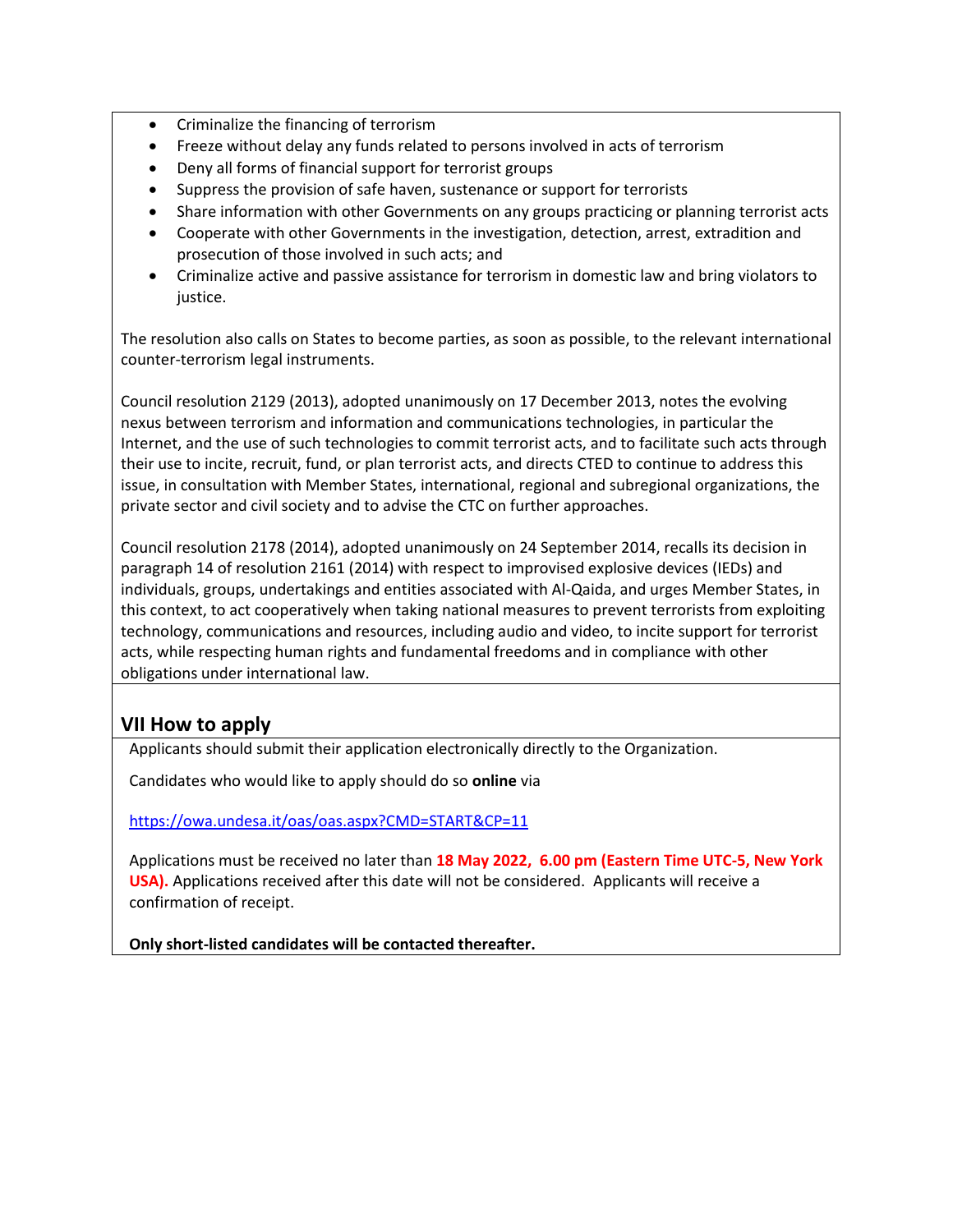- Criminalize the financing of terrorism
- Freeze without delay any funds related to persons involved in acts of terrorism
- Deny all forms of financial support for terrorist groups
- Suppress the provision of safe haven, sustenance or support for terrorists
- Share information with other Governments on any groups practicing or planning terrorist acts
- Cooperate with other Governments in the investigation, detection, arrest, extradition and prosecution of those involved in such acts; and
- Criminalize active and passive assistance for terrorism in domestic law and bring violators to justice.

The resolution also calls on States to become parties, as soon as possible, to the relevant international counter-terrorism legal instruments.

Council resolution 2129 (2013), adopted unanimously on 17 December 2013, notes the evolving nexus between terrorism and information and communications technologies, in particular the Internet, and the use of such technologies to commit terrorist acts, and to facilitate such acts through their use to incite, recruit, fund, or plan terrorist acts, and directs CTED to continue to address this issue, in consultation with Member States, international, regional and subregional organizations, the private sector and civil society and to advise the CTC on further approaches.

Council resolution 2178 (2014), adopted unanimously on 24 September 2014, recalls its decision in paragraph 14 of resolution 2161 (2014) with respect to improvised explosive devices (IEDs) and individuals, groups, undertakings and entities associated with Al-Qaida, and urges Member States, in this context, to act cooperatively when taking national measures to prevent terrorists from exploiting technology, communications and resources, including audio and video, to incite support for terrorist acts, while respecting human rights and fundamental freedoms and in compliance with other obligations under international law.

## VII How to apply

Applicants should submit their application electronically directly to the Organization.

Candidates who would like to apply should do so **online** via

https://owa.undesa.it/oas/oas.aspx?CMD=START&CP=11

Applications must be received no later than **18 May 2022, 6.00 pm (Eastern Time UTC-5, New York USA).** Applications received after this date will not be considered. Applicants will receive a confirmation of receipt.

**Only short-listed candidates will be contacted thereafter.**